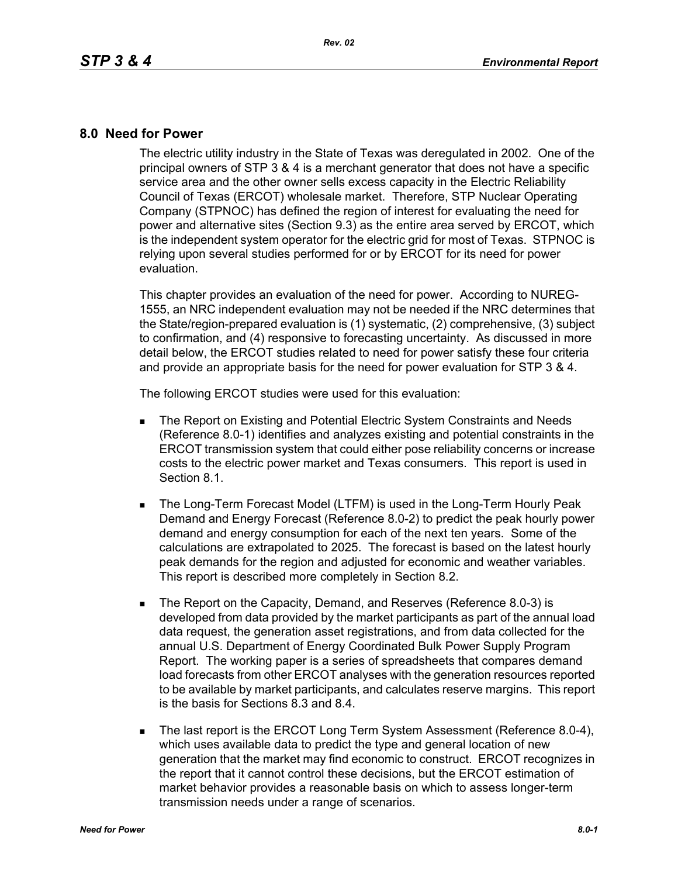## 8.0 Need for Power

The electric utility industry in the State of Texas was deregulated in 2002. One of the principal owners of STP 3 & 4 is a merchant generator that does not have a specific service area and the other owner sells excess capacity in the Electric Reliability Council of Texas (ERCOT) wholesale market. Therefore, STP Nuclear Operating Company (STPNOC) has defined the region of interest for evaluating the need for power and alternative sites (Section 9.3) as the entire area served by ERCOT, which is the independent system operator for the electric grid for most of Texas. STPNOC is relying upon several studies performed for or by ERCOT for its need for power evaluation.

This chapter provides an evaluation of the need for power. According to NUREG-1555, an NRC independent evaluation may not be needed if the NRC determines that the State/region-prepared evaluation is (1) systematic, (2) comprehensive, (3) subject to confirmation, and (4) responsive to forecasting uncertainty. As discussed in more detail below, the ERCOT studies related to need for power satisfy these four criteria and provide an appropriate basis for the need for power evaluation for STP 3 & 4.

The following ERCOT studies were used for this evaluation:

- The Report on Existing and Potential Electric System Constraints and Needs (Reference 8.0-1) identifies and analyzes existing and potential constraints in the ERCOT transmission system that could either pose reliability concerns or increase costs to the electric power market and Texas consumers. This report is used in Section 8.1.
- The Long-Term Forecast Model (LTFM) is used in the Long-Term Hourly Peak Demand and Energy Forecast (Reference 8.0-2) to predict the peak hourly power demand and energy consumption for each of the next ten years. Some of the calculations are extrapolated to 2025. The forecast is based on the latest hourly peak demands for the region and adjusted for economic and weather variables. This report is described more completely in Section 8.2.
- The Report on the Capacity, Demand, and Reserves (Reference 8.0-3) is developed from data provided by the market participants as part of the annual load data request, the generation asset registrations, and from data collected for the annual U.S. Department of Energy Coordinated Bulk Power Supply Program Report. The working paper is a series of spreadsheets that compares demand load forecasts from other ERCOT analyses with the generation resources reported to be available by market participants, and calculates reserve margins. This report is the basis for Sections 8.3 and 8.4.
- The last report is the ERCOT Long Term System Assessment (Reference 8.0-4), which uses available data to predict the type and general location of new generation that the market may find economic to construct. ERCOT recognizes in the report that it cannot control these decisions, but the ERCOT estimation of market behavior provides a reasonable basis on which to assess longer-term transmission needs under a range of scenarios.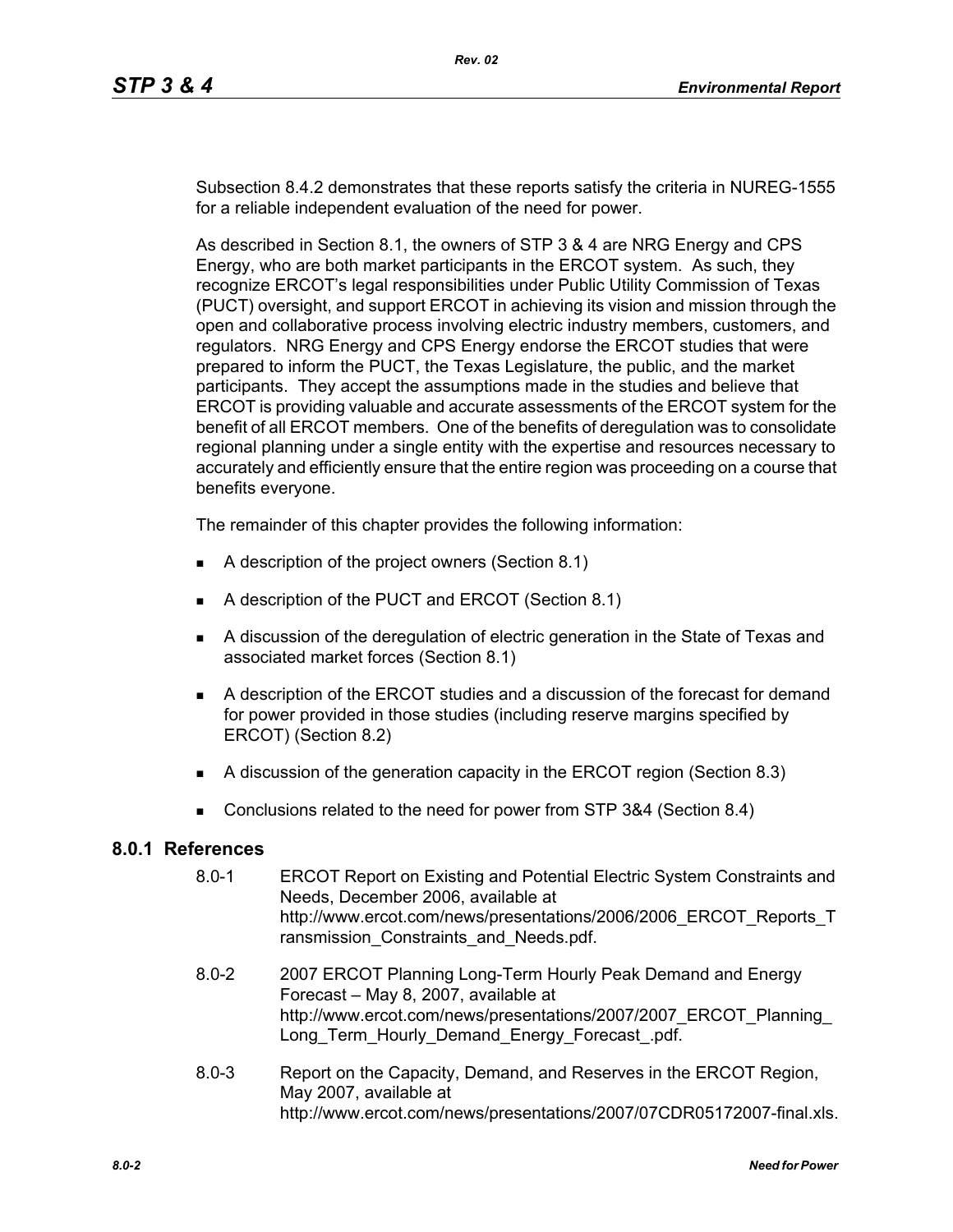Subsection 8.4.2 demonstrates that these reports satisfy the criteria in NUREG-1555 for a reliable independent evaluation of the need for power.

As described in Section 8.1, the owners of STP 3 & 4 are NRG Energy and CPS Energy, who are both market participants in the ERCOT system. As such, they recognize ERCOT's legal responsibilities under Public Utility Commission of Texas (PUCT) oversight, and support ERCOT in achieving its vision and mission through the open and collaborative process involving electric industry members, customers, and regulators. NRG Energy and CPS Energy endorse the ERCOT studies that were prepared to inform the PUCT, the Texas Legislature, the public, and the market participants. They accept the assumptions made in the studies and believe that ERCOT is providing valuable and accurate assessments of the ERCOT system for the benefit of all ERCOT members. One of the benefits of deregulation was to consolidate regional planning under a single entity with the expertise and resources necessary to accurately and efficiently ensure that the entire region was proceeding on a course that benefits everyone.

The remainder of this chapter provides the following information:

- A description of the project owners (Section 8.1)
- A description of the PUCT and ERCOT (Section 8.1)
- A discussion of the deregulation of electric generation in the State of Texas and associated market forces (Section 8.1)
- A description of the ERCOT studies and a discussion of the forecast for demand for power provided in those studies (including reserve margins specified by ERCOT) (Section 8.2)
- A discussion of the generation capacity in the ERCOT region (Section 8.3)
- Conclusions related to the need for power from STP 3&4 (Section 8.4)

## 8.0.1 References

8.0-1 ERCOT Report on Existing and Potential Electric System Constraints and Needs, December 2006, available at http://www.ercot.com/news/presentations/2006/2006_ERCOT_Reports_Transmission_Constraints_and_Needs.pdf.

8.0-2 2007 ERCOT Planning Long-Term Hourly Peak Demand and Energy Forecast – May 8, 2007, available at http://www.ercot.com/news/presentations/2007/2007_ERCOT_Planning_Long_Term_Hourly_Demand_Energy_Forecast_.pdf.

8.0-3 Report on the Capacity, Demand, and Reserves in the ERCOT Region, May 2007, available at http://www.ercot.com/news/presentations/2007/07CDR05172007-final.xls.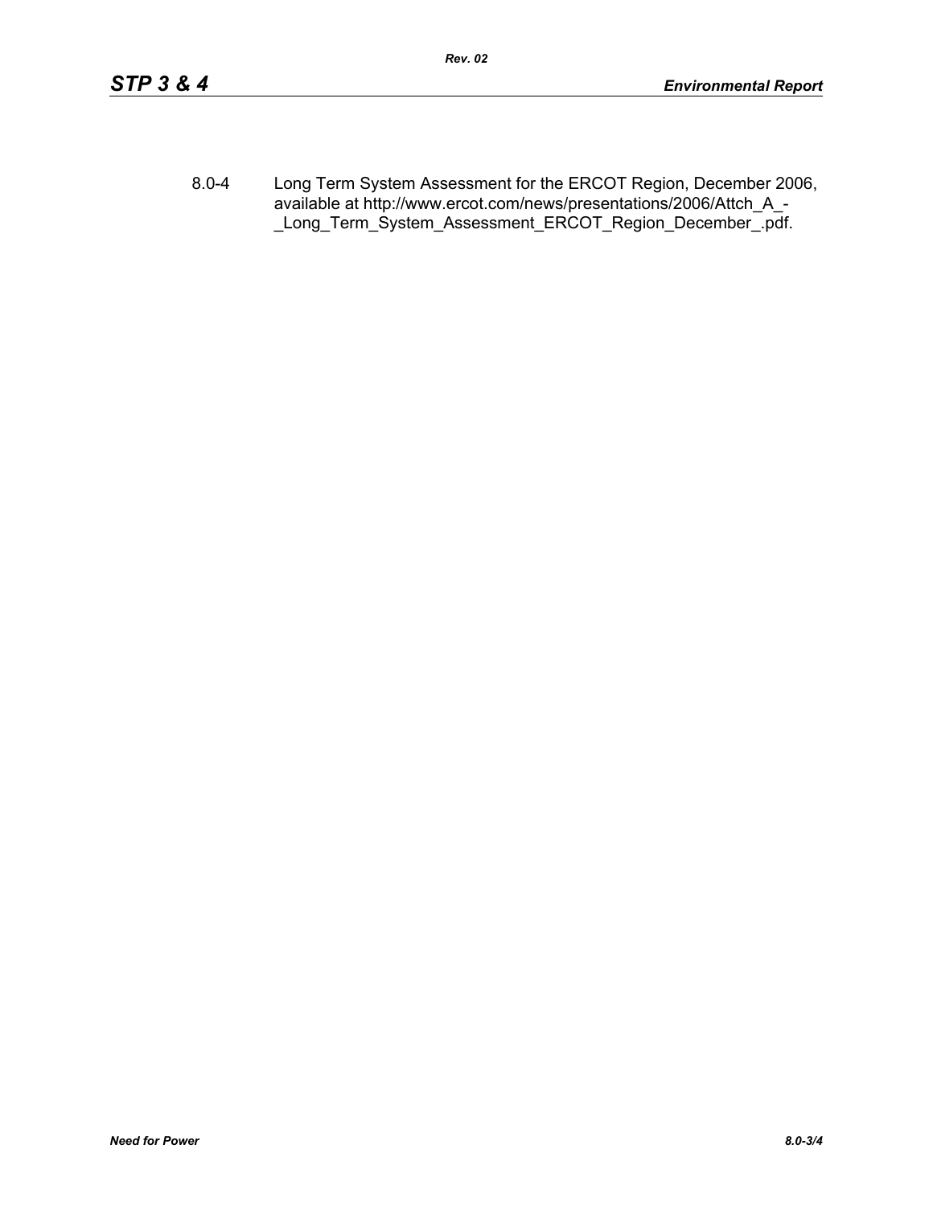8.0-4 Long Term System Assessment for the ERCOT Region, December 2006, available at http://www.ercot.com/news/presentations/2006/Attch_A_-_Long_Term_System_Assessment_ERCOT_Region_December_.pdf.